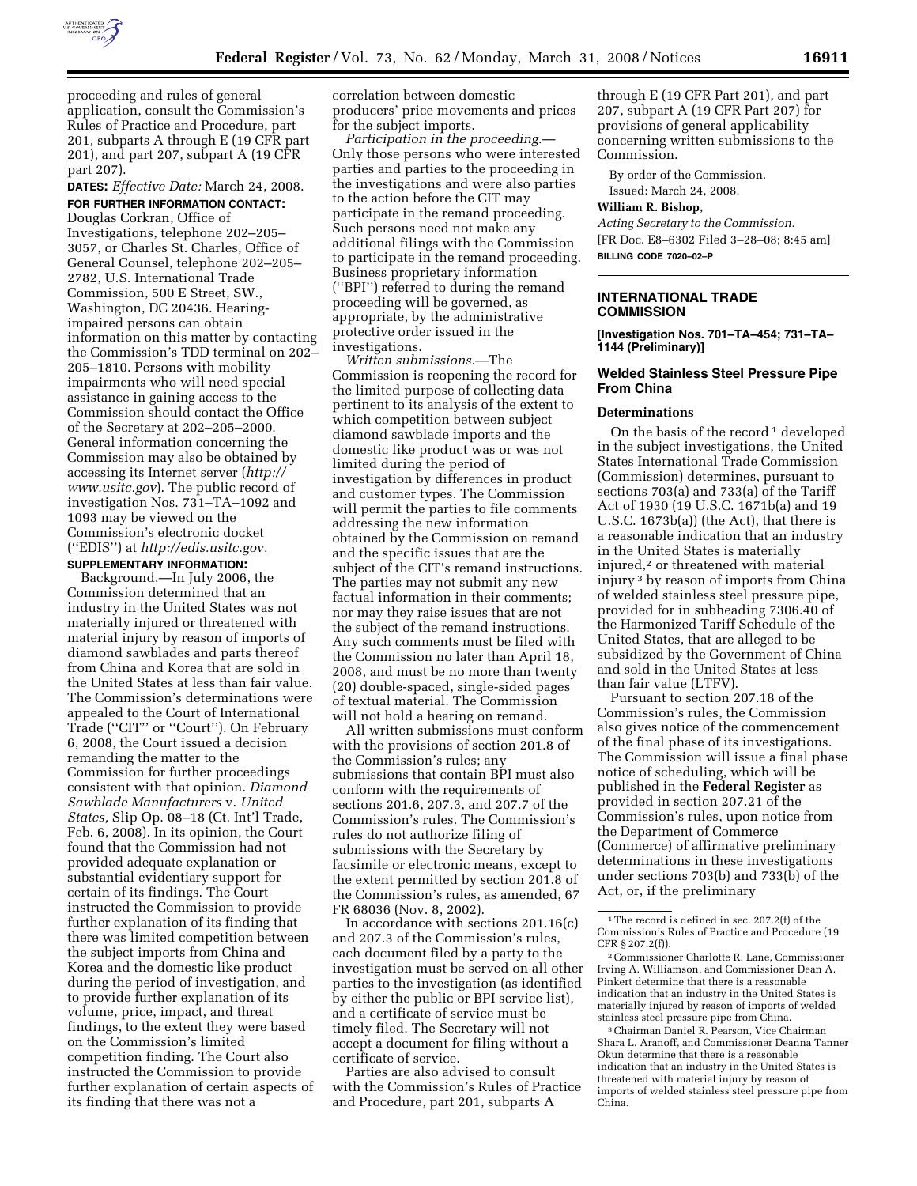proceeding and rules of general application, consult the Commission's Rules of Practice and Procedure, part 201, subparts A through E (19 CFR part 201), and part 207, subpart A (19 CFR part 207).

**DATES:** *Effective Date:* March 24, 2008.

**FOR FURTHER INFORMATION CONTACT:** Douglas Corkran, Office of Investigations, telephone 202–205–3057, or Charles St. Charles, Office of General Counsel, telephone 202–205–2782, U.S. International Trade Commission, 500 E Street, SW., Washington, DC 20436. Hearing-impaired persons can obtain information on this matter by contacting the Commission's TDD terminal on 202–205–1810. Persons with mobility impairments who will need special assistance in gaining access to the Commission should contact the Office of the Secretary at 202–205–2000. General information concerning the Commission may also be obtained by accessing its Internet server (*http://www.usitc.gov*). The public record of investigation Nos. 731–TA–1092 and 1093 may be viewed on the Commission's electronic docket ("EDIS") at *http://edis.usitc.gov.*

**SUPPLEMENTARY INFORMATION:**

Background.—In July 2006, the Commission determined that an industry in the United States was not materially injured or threatened with material injury by reason of imports of diamond sawblades and parts thereof from China and Korea that are sold in the United States at less than fair value. The Commission's determinations were appealed to the Court of International Trade ("CIT" or "Court"). On February 6, 2008, the Court issued a decision remanding the matter to the Commission for further proceedings consistent with that opinion. *Diamond Sawblade Manufacturers* v. *United States,* Slip Op. 08–18 (Ct. Int'l Trade, Feb. 6, 2008). In its opinion, the Court found that the Commission had not provided adequate explanation or substantial evidentiary support for certain of its findings. The Court instructed the Commission to provide further explanation of its finding that there was limited competition between the subject imports from China and Korea and the domestic like product during the period of investigation, and to provide further explanation of its volume, price, impact, and threat findings, to the extent they were based on the Commission's limited competition finding. The Court also instructed the Commission to provide further explanation of certain aspects of its finding that there was not a correlation between domestic producers' price movements and prices for the subject imports.

*Participation in the proceeding.*—Only those persons who were interested parties and parties to the proceeding in the investigations and were also parties to the action before the CIT may participate in the remand proceeding. Such persons need not make any additional filings with the Commission to participate in the remand proceeding. Business proprietary information ("BPI") referred to during the remand proceeding will be governed, as appropriate, by the administrative protective order issued in the investigations.

*Written submissions.*—The Commission is reopening the record for the limited purpose of collecting data pertinent to its analysis of the extent to which competition between subject diamond sawblade imports and the domestic like product was or was not limited during the period of investigation by differences in product and customer types. The Commission will permit the parties to file comments addressing the new information obtained by the Commission on remand and the specific issues that are the subject of the CIT's remand instructions. The parties may not submit any new factual information in their comments; nor may they raise issues that are not the subject of the remand instructions. Any such comments must be filed with the Commission no later than April 18, 2008, and must be no more than twenty (20) double-spaced, single-sided pages of textual material. The Commission will not hold a hearing on remand.

All written submissions must conform with the provisions of section 201.8 of the Commission's rules; any submissions that contain BPI must also conform with the requirements of sections 201.6, 207.3, and 207.7 of the Commission's rules. The Commission's rules do not authorize filing of submissions with the Secretary by facsimile or electronic means, except to the extent permitted by section 201.8 of the Commission's rules, as amended, 67 FR 68036 (Nov. 8, 2002).

In accordance with sections 201.16(c) and 207.3 of the Commission's rules, each document filed by a party to the investigation must be served on all other parties to the investigation (as identified by either the public or BPI service list), and a certificate of service must be timely filed. The Secretary will not accept a document for filing without a certificate of service.

Parties are also advised to consult with the Commission's Rules of Practice and Procedure, part 201, subparts A through E (19 CFR Part 201), and part 207, subpart A (19 CFR Part 207) for provisions of general applicability concerning written submissions to the Commission.

By order of the Commission.

Issued: March 24, 2008.

**William R. Bishop,**

*Acting Secretary to the Commission.*

[FR Doc. E8–6302 Filed 3–28–08; 8:45 am]

**BILLING CODE 7020–02–P**

---

## INTERNATIONAL TRADE COMMISSION

**[Investigation Nos. 701–TA–454; 731–TA–1144 (Preliminary)]**

## Welded Stainless Steel Pressure Pipe From China

### Determinations

On the basis of the record[1] developed in the subject investigations, the United States International Trade Commission (Commission) determines, pursuant to sections 703(a) and 733(a) of the Tariff Act of 1930 (19 U.S.C. 1671b(a) and 19 U.S.C. 1673b(a)) (the Act), that there is a reasonable indication that an industry in the United States is materially injured,[2] or threatened with material injury[3] by reason of imports from China of welded stainless steel pressure pipe, provided for in subheading 7306.40 of the Harmonized Tariff Schedule of the United States, that are alleged to be subsidized by the Government of China and sold in the United States at less than fair value (LTFV).

Pursuant to section 207.18 of the Commission's rules, the Commission also gives notice of the commencement of the final phase of its investigations. The Commission will issue a final phase notice of scheduling, which will be published in the **Federal Register** as provided in section 207.21 of the Commission's rules, upon notice from the Department of Commerce (Commerce) of affirmative preliminary determinations in these investigations under sections 703(b) and 733(b) of the Act, or, if the preliminary

[1] The record is defined in sec. 207.2(f) of the Commission's Rules of Practice and Procedure (19 CFR § 207.2(f)).

[2] Commissioner Charlotte R. Lane, Commissioner Irving A. Williamson, and Commissioner Dean A. Pinkert determine that there is a reasonable indication that an industry in the United States is materially injured by reason of imports of welded stainless steel pressure pipe from China.

[3] Chairman Daniel R. Pearson, Vice Chairman Shara L. Aranoff, and Commissioner Deanna Tanner Okun determine that there is a reasonable indication that an industry in the United States is threatened with material injury by reason of imports of welded stainless steel pressure pipe from China.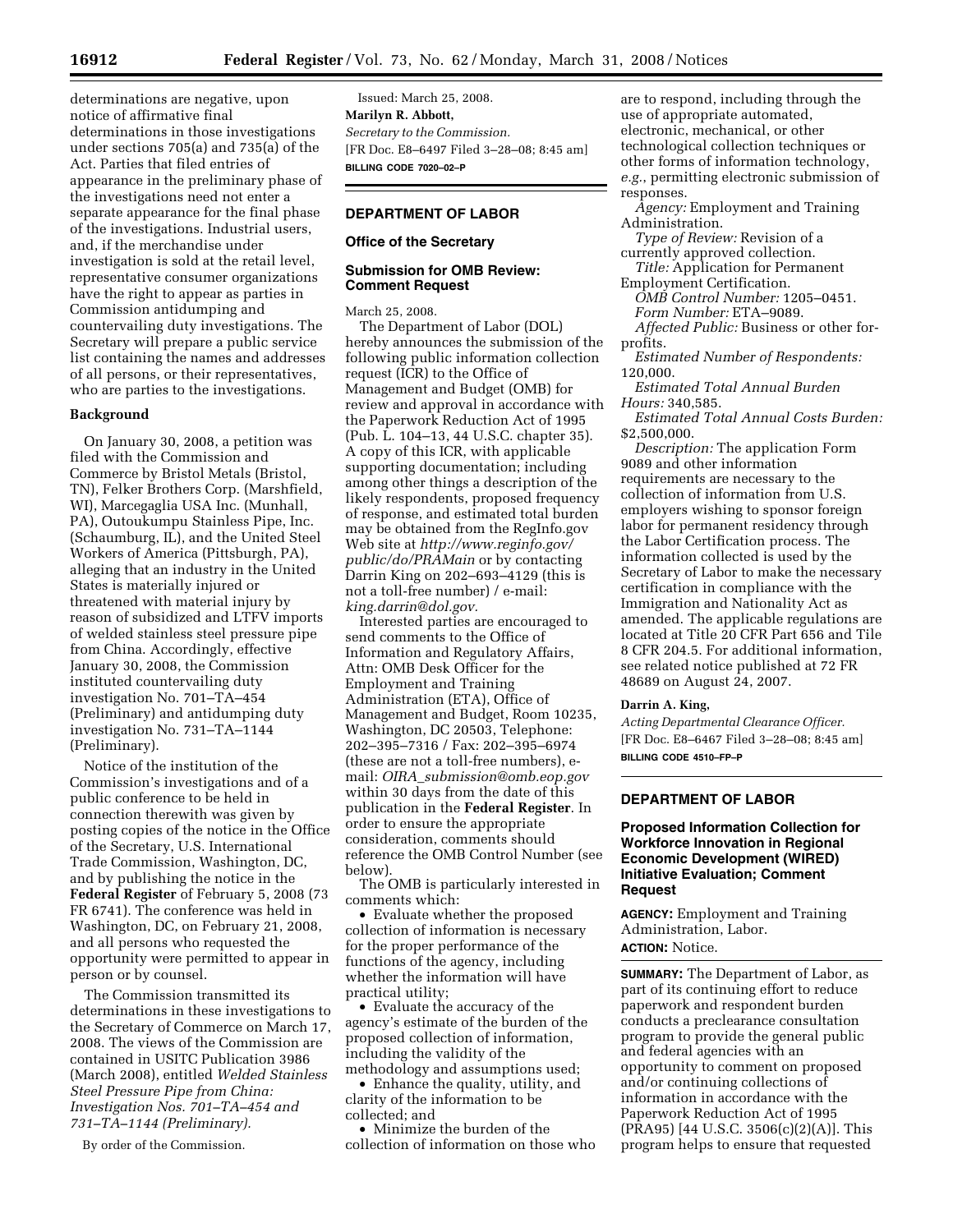determinations are negative, upon notice of affirmative final determinations in those investigations under sections 705(a) and 735(a) of the Act. Parties that filed entries of appearance in the preliminary phase of the investigations need not enter a separate appearance for the final phase of the investigations. Industrial users, and, if the merchandise under investigation is sold at the retail level, representative consumer organizations have the right to appear as parties in Commission antidumping and countervailing duty investigations. The Secretary will prepare a public service list containing the names and addresses of all persons, or their representatives, who are parties to the investigations.

### Background

On January 30, 2008, a petition was filed with the Commission and Commerce by Bristol Metals (Bristol, TN), Felker Brothers Corp. (Marshfield, WI), Marcegaglia USA Inc. (Munhall, PA), Outoukumpu Stainless Pipe, Inc. (Schaumburg, IL), and the United Steel Workers of America (Pittsburgh, PA), alleging that an industry in the United States is materially injured or threatened with material injury by reason of subsidized and LTFV imports of welded stainless steel pressure pipe from China. Accordingly, effective January 30, 2008, the Commission instituted countervailing duty investigation No. 701–TA–454 (Preliminary) and antidumping duty investigation No. 731–TA–1144 (Preliminary).

Notice of the institution of the Commission's investigations and of a public conference to be held in connection therewith was given by posting copies of the notice in the Office of the Secretary, U.S. International Trade Commission, Washington, DC, and by publishing the notice in the **Federal Register** of February 5, 2008 (73 FR 6741). The conference was held in Washington, DC, on February 21, 2008, and all persons who requested the opportunity were permitted to appear in person or by counsel.

The Commission transmitted its determinations in these investigations to the Secretary of Commerce on March 17, 2008. The views of the Commission are contained in USITC Publication 3986 (March 2008), entitled *Welded Stainless Steel Pressure Pipe from China: Investigation Nos. 701–TA–454 and 731–TA–1144 (Preliminary).*

By order of the Commission.

Issued: March 25, 2008.

**Marilyn R. Abbott,**

*Secretary to the Commission.*

[FR Doc. E8–6497 Filed 3–28–08; 8:45 am]

**BILLING CODE 7020–02–P**

## DEPARTMENT OF LABOR

### Office of the Secretary

### Submission for OMB Review: Comment Request

March 25, 2008.

The Department of Labor (DOL) hereby announces the submission of the following public information collection request (ICR) to the Office of Management and Budget (OMB) for review and approval in accordance with the Paperwork Reduction Act of 1995 (Pub. L. 104–13, 44 U.S.C. chapter 35). A copy of this ICR, with applicable supporting documentation; including among other things a description of the likely respondents, proposed frequency of response, and estimated total burden may be obtained from the RegInfo.gov Web site at *http://www.reginfo.gov/public/do/PRAMain* or by contacting Darrin King on 202–693–4129 (this is not a toll-free number) / e-mail: *king.darrin@dol.gov.*

Interested parties are encouraged to send comments to the Office of Information and Regulatory Affairs, Attn: OMB Desk Officer for the Employment and Training Administration (ETA), Office of Management and Budget, Room 10235, Washington, DC 20503, Telephone: 202–395–7316 / Fax: 202–395–6974 (these are not a toll-free numbers), e-mail: *OIRA_submission@omb.eop.gov* within 30 days from the date of this publication in the **Federal Register**. In order to ensure the appropriate consideration, comments should reference the OMB Control Number (see below).

The OMB is particularly interested in comments which:

- Evaluate whether the proposed collection of information is necessary for the proper performance of the functions of the agency, including whether the information will have practical utility;
- Evaluate the accuracy of the agency's estimate of the burden of the proposed collection of information, including the validity of the methodology and assumptions used;
- Enhance the quality, utility, and clarity of the information to be collected; and
- Minimize the burden of the collection of information on those who are to respond, including through the use of appropriate automated, electronic, mechanical, or other technological collection techniques or other forms of information technology, *e.g.*, permitting electronic submission of responses.

*Agency:* Employment and Training Administration.

*Type of Review:* Revision of a currently approved collection.

*Title:* Application for Permanent Employment Certification.

*OMB Control Number:* 1205–0451.

*Form Number:* ETA–9089.

*Affected Public:* Business or other for-profits.

*Estimated Number of Respondents:* 120,000.

*Estimated Total Annual Burden Hours:* 340,585.

*Estimated Total Annual Costs Burden:* $2,500,000.

*Description:* The application Form 9089 and other information requirements are necessary to the collection of information from U.S. employers wishing to sponsor foreign labor for permanent residency through the Labor Certification process. The information collected is used by the Secretary of Labor to make the necessary certification in compliance with the Immigration and Nationality Act as amended. The applicable regulations are located at Title 20 CFR Part 656 and Tile 8 CFR 204.5. For additional information, see related notice published at 72 FR 48689 on August 24, 2007.

**Darrin A. King,**

*Acting Departmental Clearance Officer.*

[FR Doc. E8–6467 Filed 3–28–08; 8:45 am]

**BILLING CODE 4510–FP–P**

## DEPARTMENT OF LABOR

### Proposed Information Collection for Workforce Innovation in Regional Economic Development (WIRED) Initiative Evaluation; Comment Request

**AGENCY:** Employment and Training Administration, Labor.

**ACTION:** Notice.

**SUMMARY:** The Department of Labor, as part of its continuing effort to reduce paperwork and respondent burden conducts a preclearance consultation program to provide the general public and federal agencies with an opportunity to comment on proposed and/or continuing collections of information in accordance with the Paperwork Reduction Act of 1995 (PRA95) [44 U.S.C. 3506(c)(2)(A)]. This program helps to ensure that requested